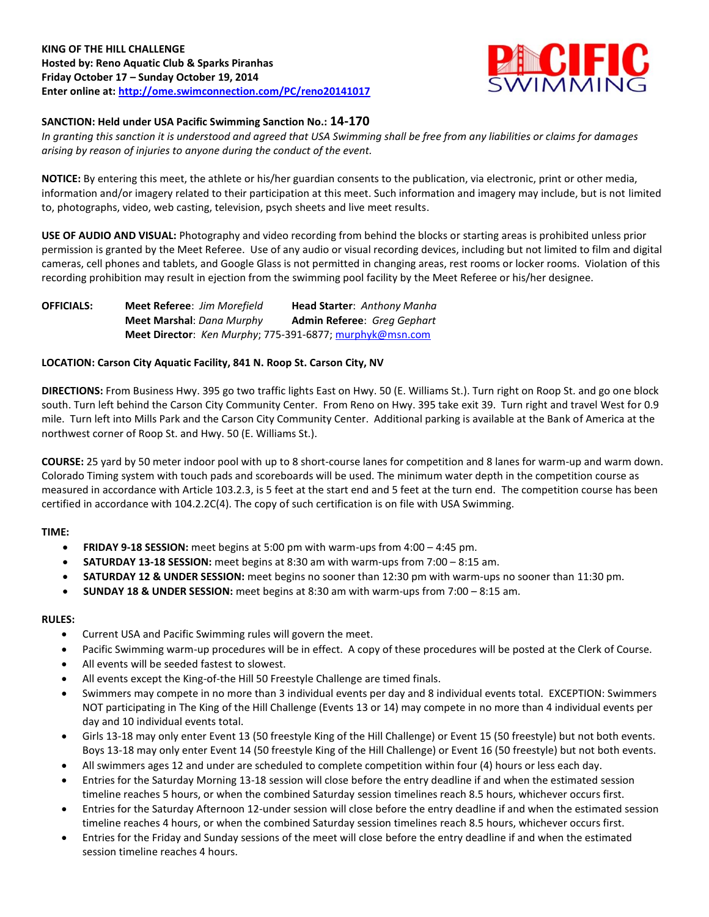**KING OF THE HILL CHALLENGE**
**Hosted by: Reno Aquatic Club & Sparks Piranhas**
**Friday October 17 – Sunday October 19, 2014**
**Enter online at: [http://ome.swimconnection.com/PC/reno20141017](http://ome.swimconnection.com/PC/reno20141017)**

**SANCTION: Held under USA Pacific Swimming Sanction No.: 14-170**
*In granting this sanction it is understood and agreed that USA Swimming shall be free from any liabilities or claims for damages arising by reason of injuries to anyone during the conduct of the event.*

**NOTICE:** By entering this meet, the athlete or his/her guardian consents to the publication, via electronic, print or other media, information and/or imagery related to their participation at this meet. Such information and imagery may include, but is not limited to, photographs, video, web casting, television, psych sheets and live meet results.

**USE OF AUDIO AND VISUAL:** Photography and video recording from behind the blocks or starting areas is prohibited unless prior permission is granted by the Meet Referee. Use of any audio or visual recording devices, including but not limited to film and digital cameras, cell phones and tablets, and Google Glass is not permitted in changing areas, rest rooms or locker rooms. Violation of this recording prohibition may result in ejection from the swimming pool facility by the Meet Referee or his/her designee.

**OFFICIALS:** **Meet Referee**: *Jim Morefield* **Head Starter**: *Anthony Manha*
**Meet Marshal**: *Dana Murphy* **Admin Referee**: *Greg Gephart*
**Meet Director**: *Ken Murphy*; 775-391-6877; [murphyk@msn.com](mailto:murphyk@msn.com)

**LOCATION: Carson City Aquatic Facility, 841 N. Roop St. Carson City, NV**

**DIRECTIONS:** From Business Hwy. 395 go two traffic lights East on Hwy. 50 (E. Williams St.). Turn right on Roop St. and go one block south. Turn left behind the Carson City Community Center. From Reno on Hwy. 395 take exit 39. Turn right and travel West for 0.9 mile. Turn left into Mills Park and the Carson City Community Center. Additional parking is available at the Bank of America at the northwest corner of Roop St. and Hwy. 50 (E. Williams St.).

**COURSE:** 25 yard by 50 meter indoor pool with up to 8 short-course lanes for competition and 8 lanes for warm-up and warm down. Colorado Timing system with touch pads and scoreboards will be used. The minimum water depth in the competition course as measured in accordance with Article 103.2.3, is 5 feet at the start end and 5 feet at the turn end. The competition course has been certified in accordance with 104.2.2C(4). The copy of such certification is on file with USA Swimming.

**TIME:**

- **FRIDAY 9-18 SESSION:** meet begins at 5:00 pm with warm-ups from 4:00 – 4:45 pm.
- **SATURDAY 13-18 SESSION:** meet begins at 8:30 am with warm-ups from 7:00 – 8:15 am.
- **SATURDAY 12 & UNDER SESSION:** meet begins no sooner than 12:30 pm with warm-ups no sooner than 11:30 pm.
- **SUNDAY 18 & UNDER SESSION:** meet begins at 8:30 am with warm-ups from 7:00 – 8:15 am.

**RULES:**

- Current USA and Pacific Swimming rules will govern the meet.
- Pacific Swimming warm-up procedures will be in effect. A copy of these procedures will be posted at the Clerk of Course.
- All events will be seeded fastest to slowest.
- All events except the King-of-the Hill 50 Freestyle Challenge are timed finals.
- Swimmers may compete in no more than 3 individual events per day and 8 individual events total. EXCEPTION: Swimmers NOT participating in The King of the Hill Challenge (Events 13 or 14) may compete in no more than 4 individual events per day and 10 individual events total.
- Girls 13-18 may only enter Event 13 (50 freestyle King of the Hill Challenge) or Event 15 (50 freestyle) but not both events. Boys 13-18 may only enter Event 14 (50 freestyle King of the Hill Challenge) or Event 16 (50 freestyle) but not both events.
- All swimmers ages 12 and under are scheduled to complete competition within four (4) hours or less each day.
- Entries for the Saturday Morning 13-18 session will close before the entry deadline if and when the estimated session timeline reaches 5 hours, or when the combined Saturday session timelines reach 8.5 hours, whichever occurs first.
- Entries for the Saturday Afternoon 12-under session will close before the entry deadline if and when the estimated session timeline reaches 4 hours, or when the combined Saturday session timelines reach 8.5 hours, whichever occurs first.
- Entries for the Friday and Sunday sessions of the meet will close before the entry deadline if and when the estimated session timeline reaches 4 hours.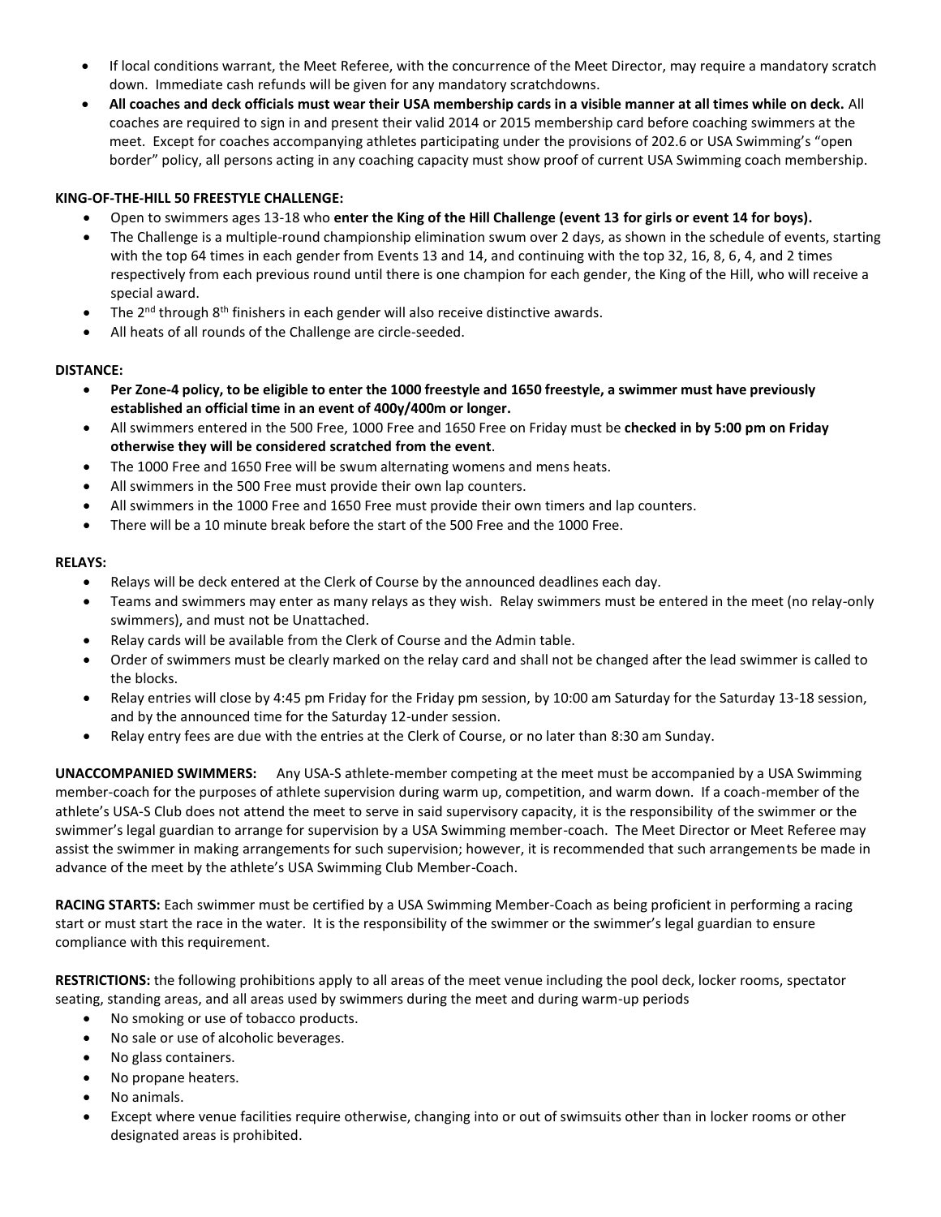- If local conditions warrant, the Meet Referee, with the concurrence of the Meet Director, may require a mandatory scratch down. Immediate cash refunds will be given for any mandatory scratchdowns.
- **All coaches and deck officials must wear their USA membership cards in a visible manner at all times while on deck.** All coaches are required to sign in and present their valid 2014 or 2015 membership card before coaching swimmers at the meet. Except for coaches accompanying athletes participating under the provisions of 202.6 or USA Swimming's "open border" policy, all persons acting in any coaching capacity must show proof of current USA Swimming coach membership.

**KING-OF-THE-HILL 50 FREESTYLE CHALLENGE:**

- Open to swimmers ages 13-18 who **enter the King of the Hill Challenge (event 13 for girls or event 14 for boys).**
- The Challenge is a multiple-round championship elimination swum over 2 days, as shown in the schedule of events, starting with the top 64 times in each gender from Events 13 and 14, and continuing with the top 32, 16, 8, 6, 4, and 2 times respectively from each previous round until there is one champion for each gender, the King of the Hill, who will receive a special award.
- The 2nd through 8th finishers in each gender will also receive distinctive awards.
- All heats of all rounds of the Challenge are circle-seeded.

**DISTANCE:**

- **Per Zone-4 policy, to be eligible to enter the 1000 freestyle and 1650 freestyle, a swimmer must have previously established an official time in an event of 400y/400m or longer.**
- All swimmers entered in the 500 Free, 1000 Free and 1650 Free on Friday must be **checked in by 5:00 pm on Friday otherwise they will be considered scratched from the event**.
- The 1000 Free and 1650 Free will be swum alternating womens and mens heats.
- All swimmers in the 500 Free must provide their own lap counters.
- All swimmers in the 1000 Free and 1650 Free must provide their own timers and lap counters.
- There will be a 10 minute break before the start of the 500 Free and the 1000 Free.

**RELAYS:**

- Relays will be deck entered at the Clerk of Course by the announced deadlines each day.
- Teams and swimmers may enter as many relays as they wish. Relay swimmers must be entered in the meet (no relay-only swimmers), and must not be Unattached.
- Relay cards will be available from the Clerk of Course and the Admin table.
- Order of swimmers must be clearly marked on the relay card and shall not be changed after the lead swimmer is called to the blocks.
- Relay entries will close by 4:45 pm Friday for the Friday pm session, by 10:00 am Saturday for the Saturday 13-18 session, and by the announced time for the Saturday 12-under session.
- Relay entry fees are due with the entries at the Clerk of Course, or no later than 8:30 am Sunday.

**UNACCOMPANIED SWIMMERS:** Any USA-S athlete-member competing at the meet must be accompanied by a USA Swimming member-coach for the purposes of athlete supervision during warm up, competition, and warm down. If a coach-member of the athlete's USA-S Club does not attend the meet to serve in said supervisory capacity, it is the responsibility of the swimmer or the swimmer's legal guardian to arrange for supervision by a USA Swimming member-coach. The Meet Director or Meet Referee may assist the swimmer in making arrangements for such supervision; however, it is recommended that such arrangements be made in advance of the meet by the athlete's USA Swimming Club Member-Coach.

**RACING STARTS:** Each swimmer must be certified by a USA Swimming Member-Coach as being proficient in performing a racing start or must start the race in the water. It is the responsibility of the swimmer or the swimmer's legal guardian to ensure compliance with this requirement.

**RESTRICTIONS:** the following prohibitions apply to all areas of the meet venue including the pool deck, locker rooms, spectator seating, standing areas, and all areas used by swimmers during the meet and during warm-up periods

- No smoking or use of tobacco products.
- No sale or use of alcoholic beverages.
- No glass containers.
- No propane heaters.
- No animals.
- Except where venue facilities require otherwise, changing into or out of swimsuits other than in locker rooms or other designated areas is prohibited.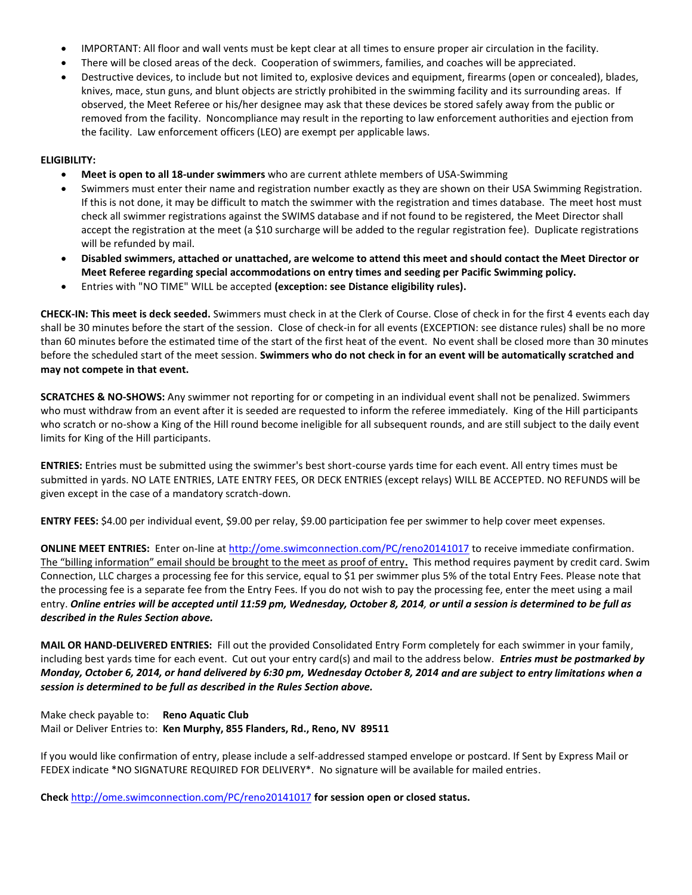- IMPORTANT: All floor and wall vents must be kept clear at all times to ensure proper air circulation in the facility.
- There will be closed areas of the deck. Cooperation of swimmers, families, and coaches will be appreciated.
- Destructive devices, to include but not limited to, explosive devices and equipment, firearms (open or concealed), blades, knives, mace, stun guns, and blunt objects are strictly prohibited in the swimming facility and its surrounding areas. If observed, the Meet Referee or his/her designee may ask that these devices be stored safely away from the public or removed from the facility. Noncompliance may result in the reporting to law enforcement authorities and ejection from the facility. Law enforcement officers (LEO) are exempt per applicable laws.

**ELIGIBILITY:**

- **Meet is open to all 18-under swimmers** who are current athlete members of USA-Swimming
- Swimmers must enter their name and registration number exactly as they are shown on their USA Swimming Registration. If this is not done, it may be difficult to match the swimmer with the registration and times database. The meet host must check all swimmer registrations against the SWIMS database and if not found to be registered, the Meet Director shall accept the registration at the meet (a $10 surcharge will be added to the regular registration fee). Duplicate registrations will be refunded by mail.
- **Disabled swimmers, attached or unattached, are welcome to attend this meet and should contact the Meet Director or Meet Referee regarding special accommodations on entry times and seeding per Pacific Swimming policy.**
- Entries with "NO TIME" WILL be accepted **(exception: see Distance eligibility rules).**

**CHECK-IN: This meet is deck seeded.** Swimmers must check in at the Clerk of Course. Close of check in for the first 4 events each day shall be 30 minutes before the start of the session. Close of check-in for all events (EXCEPTION: see distance rules) shall be no more than 60 minutes before the estimated time of the start of the first heat of the event. No event shall be closed more than 30 minutes before the scheduled start of the meet session. **Swimmers who do not check in for an event will be automatically scratched and may not compete in that event.**

**SCRATCHES & NO-SHOWS:** Any swimmer not reporting for or competing in an individual event shall not be penalized. Swimmers who must withdraw from an event after it is seeded are requested to inform the referee immediately. King of the Hill participants who scratch or no-show a King of the Hill round become ineligible for all subsequent rounds, and are still subject to the daily event limits for King of the Hill participants.

**ENTRIES:** Entries must be submitted using the swimmer's best short-course yards time for each event. All entry times must be submitted in yards. NO LATE ENTRIES, LATE ENTRY FEES, OR DECK ENTRIES (except relays) WILL BE ACCEPTED. NO REFUNDS will be given except in the case of a mandatory scratch-down.

**ENTRY FEES:** $4.00 per individual event, $9.00 per relay, $9.00 participation fee per swimmer to help cover meet expenses.

**ONLINE MEET ENTRIES:** Enter on-line at http://ome.swimconnection.com/PC/reno20141017 to receive immediate confirmation. The "billing information" email should be brought to the meet as proof of entry**.** This method requires payment by credit card. Swim Connection, LLC charges a processing fee for this service, equal to $1 per swimmer plus 5% of the total Entry Fees. Please note that the processing fee is a separate fee from the Entry Fees. If you do not wish to pay the processing fee, enter the meet using a mail entry. ***Online entries will be accepted until 11:59 pm, Wednesday, October 8, 2014, or until a session is determined to be full as described in the Rules Section above.***

**MAIL OR HAND-DELIVERED ENTRIES:** Fill out the provided Consolidated Entry Form completely for each swimmer in your family, including best yards time for each event. Cut out your entry card(s) and mail to the address below. ***Entries must be postmarked by Monday, October 6, 2014, or hand delivered by 6:30 pm, Wednesday October 8, 2014 and are subject to entry limitations when a session is determined to be full as described in the Rules Section above.***

Make check payable to: **Reno Aquatic Club**
Mail or Deliver Entries to: **Ken Murphy, 855 Flanders, Rd., Reno, NV 89511**

If you would like confirmation of entry, please include a self-addressed stamped envelope or postcard. If Sent by Express Mail or FEDEX indicate *NO SIGNATURE REQUIRED FOR DELIVERY*. No signature will be available for mailed entries.

**Check** http://ome.swimconnection.com/PC/reno20141017 **for session open or closed status.**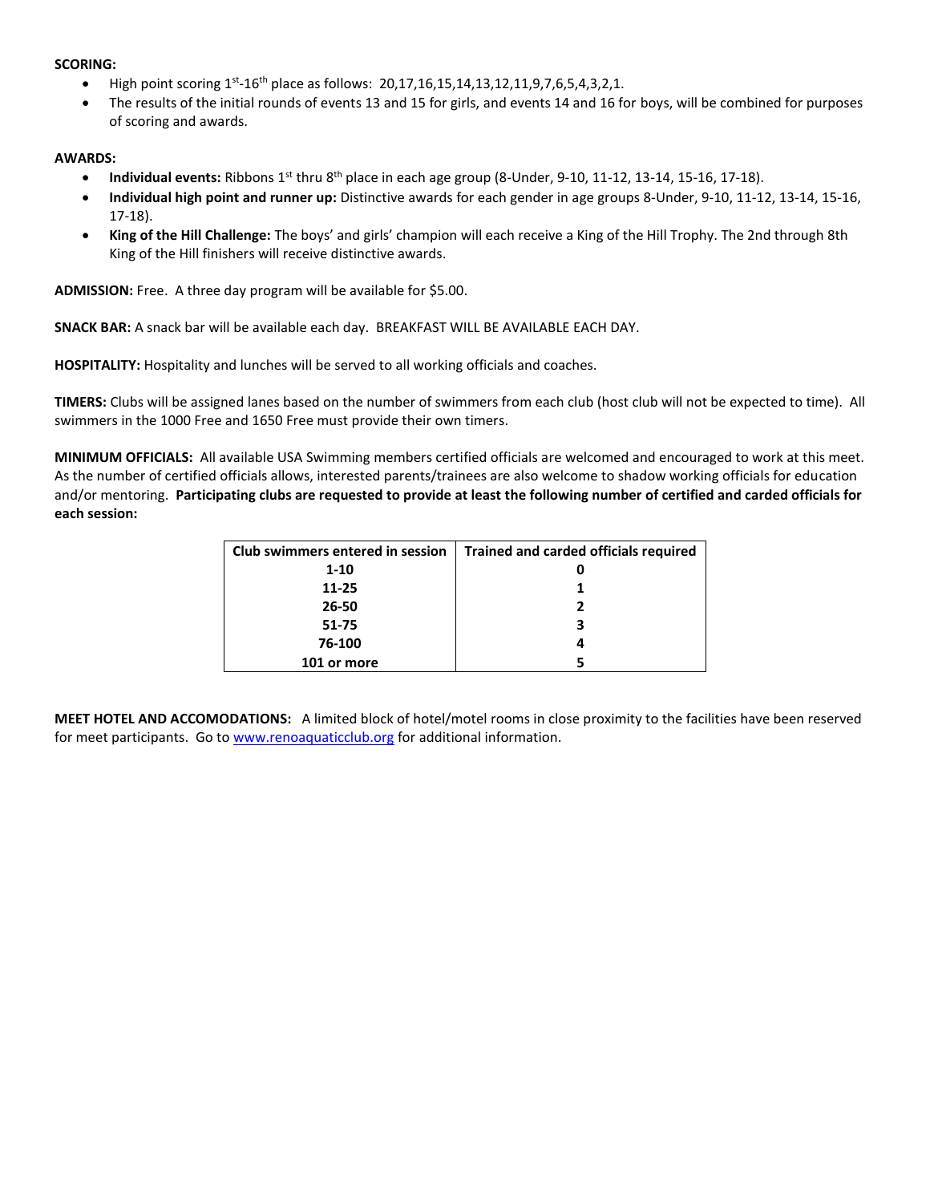**SCORING:**

- High point scoring 1st-16th place as follows: 20,17,16,15,14,13,12,11,9,7,6,5,4,3,2,1.
- The results of the initial rounds of events 13 and 15 for girls, and events 14 and 16 for boys, will be combined for purposes of scoring and awards.

**AWARDS:**

- **Individual events:** Ribbons 1st thru 8th place in each age group (8-Under, 9-10, 11-12, 13-14, 15-16, 17-18).
- **Individual high point and runner up:** Distinctive awards for each gender in age groups 8-Under, 9-10, 11-12, 13-14, 15-16, 17-18).
- **King of the Hill Challenge:** The boys' and girls' champion will each receive a King of the Hill Trophy. The 2nd through 8th King of the Hill finishers will receive distinctive awards.

**ADMISSION:** Free. A three day program will be available for $5.00.

**SNACK BAR:** A snack bar will be available each day. BREAKFAST WILL BE AVAILABLE EACH DAY.

**HOSPITALITY:** Hospitality and lunches will be served to all working officials and coaches.

**TIMERS:** Clubs will be assigned lanes based on the number of swimmers from each club (host club will not be expected to time). All swimmers in the 1000 Free and 1650 Free must provide their own timers.

**MINIMUM OFFICIALS:** All available USA Swimming members certified officials are welcomed and encouraged to work at this meet. As the number of certified officials allows, interested parents/trainees are also welcome to shadow working officials for education and/or mentoring. **Participating clubs are requested to provide at least the following number of certified and carded officials for each session:**

| Club swimmers entered in session | Trained and carded officials required |
|---|---|
| 1-10 | 0 |
| 11-25 | 1 |
| 26-50 | 2 |
| 51-75 | 3 |
| 76-100 | 4 |
| 101 or more | 5 |

**MEET HOTEL AND ACCOMODATIONS:** A limited block of hotel/motel rooms in close proximity to the facilities have been reserved for meet participants. Go to www.renoaquaticclub.org for additional information.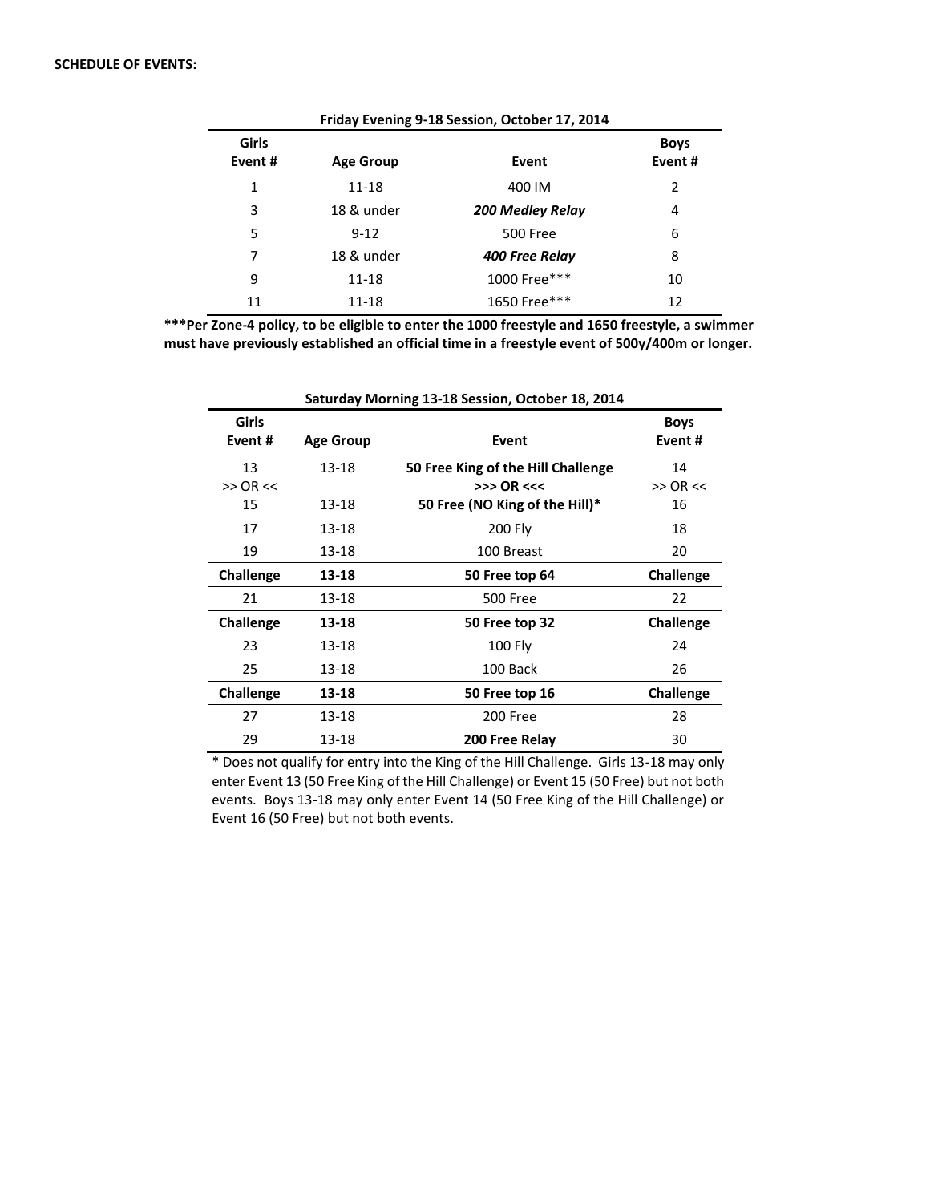**SCHEDULE OF EVENTS:**

**Friday Evening 9-18 Session, October 17, 2014**

| Girls Event # | Age Group | Event | Boys Event # |
|---|---|---|---|
| 1 | 11-18 | 400 IM | 2 |
| 3 | 18 & under | ***200 Medley Relay*** | 4 |
| 5 | 9-12 | 500 Free | 6 |
| 7 | 18 & under | ***400 Free Relay*** | 8 |
| 9 | 11-18 | 1000 Free*** | 10 |
| 11 | 11-18 | 1650 Free*** | 12 |

*****Per Zone-4 policy, to be eligible to enter the 1000 freestyle and 1650 freestyle, a swimmer must have previously established an official time in a freestyle event of 500y/400m or longer.**

**Saturday Morning 13-18 Session, October 18, 2014**

| Girls Event # | Age Group | Event | Boys Event # |
|---|---|---|---|
| 13 | 13-18 | **50 Free King of the Hill Challenge** | 14 |
| >> OR << | | **>>> OR <<<** | >> OR << |
| 15 | 13-18 | **50 Free (NO King of the Hill)*** | 16 |
| 17 | 13-18 | 200 Fly | 18 |
| 19 | 13-18 | 100 Breast | 20 |
| **Challenge** | **13-18** | **50 Free top 64** | **Challenge** |
| 21 | 13-18 | 500 Free | 22 |
| **Challenge** | **13-18** | **50 Free top 32** | **Challenge** |
| 23 | 13-18 | 100 Fly | 24 |
| 25 | 13-18 | 100 Back | 26 |
| **Challenge** | **13-18** | **50 Free top 16** | **Challenge** |
| 27 | 13-18 | 200 Free | 28 |
| 29 | 13-18 | **200 Free Relay** | 30 |

* Does not qualify for entry into the King of the Hill Challenge. Girls 13-18 may only enter Event 13 (50 Free King of the Hill Challenge) or Event 15 (50 Free) but not both events. Boys 13-18 may only enter Event 14 (50 Free King of the Hill Challenge) or Event 16 (50 Free) but not both events.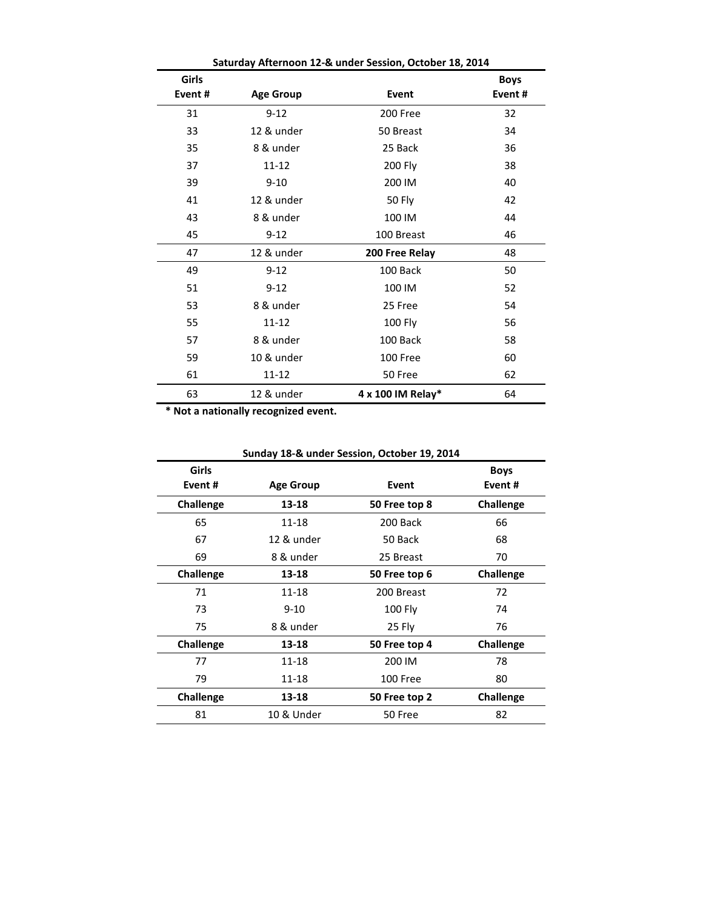**Saturday Afternoon 12-& under Session, October 18, 2014**

| Girls Event # | Age Group | Event | Boys Event # |
|---|---|---|---|
| 31 | 9-12 | 200 Free | 32 |
| 33 | 12 & under | 50 Breast | 34 |
| 35 | 8 & under | 25 Back | 36 |
| 37 | 11-12 | 200 Fly | 38 |
| 39 | 9-10 | 200 IM | 40 |
| 41 | 12 & under | 50 Fly | 42 |
| 43 | 8 & under | 100 IM | 44 |
| 45 | 9-12 | 100 Breast | 46 |
| 47 | 12 & under | **200 Free Relay** | 48 |
| 49 | 9-12 | 100 Back | 50 |
| 51 | 9-12 | 100 IM | 52 |
| 53 | 8 & under | 25 Free | 54 |
| 55 | 11-12 | 100 Fly | 56 |
| 57 | 8 & under | 100 Back | 58 |
| 59 | 10 & under | 100 Free | 60 |
| 61 | 11-12 | 50 Free | 62 |
| 63 | 12 & under | **4 x 100 IM Relay*** | 64 |

**\* Not a nationally recognized event.**

**Sunday 18-& under Session, October 19, 2014**

| Girls Event # | Age Group | Event | Boys Event # |
|---|---|---|---|
| **Challenge** | **13-18** | **50 Free top 8** | **Challenge** |
| 65 | 11-18 | 200 Back | 66 |
| 67 | 12 & under | 50 Back | 68 |
| 69 | 8 & under | 25 Breast | 70 |
| **Challenge** | **13-18** | **50 Free top 6** | **Challenge** |
| 71 | 11-18 | 200 Breast | 72 |
| 73 | 9-10 | 100 Fly | 74 |
| 75 | 8 & under | 25 Fly | 76 |
| **Challenge** | **13-18** | **50 Free top 4** | **Challenge** |
| 77 | 11-18 | 200 IM | 78 |
| 79 | 11-18 | 100 Free | 80 |
| **Challenge** | **13-18** | **50 Free top 2** | **Challenge** |
| 81 | 10 & Under | 50 Free | 82 |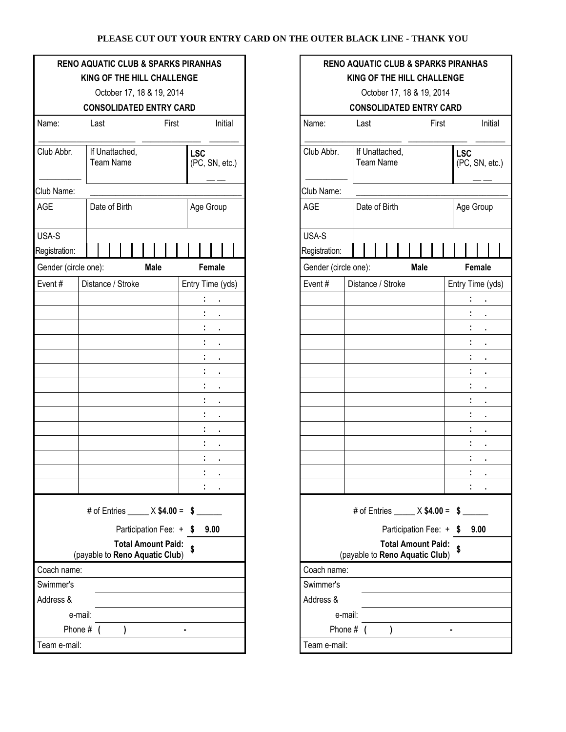**PLEASE CUT OUT YOUR ENTRY CARD ON THE OUTER BLACK LINE - THANK YOU**

**RENO AQUATIC CLUB & SPARKS PIRANHAS**

**KING OF THE HILL CHALLENGE**

October 17, 18 & 19, 2014

**CONSOLIDATED ENTRY CARD**

| Name: | Last | First | Initial |
|---|---|---|---|
| Club Abbr. | If Unattached, Team Name | | **LSC** (PC, SN, etc.) |
| Club Name: | | | |
| AGE | Date of Birth | | Age Group |
| USA-S Registration: | | | |
| Gender (circle one): | **Male** | | **Female** |

| Event # | Distance / Stroke | Entry Time (yds) |
|---|---|---|
| | | : . |
| | | : . |
| | | : . |
| | | : . |
| | | : . |
| | | : . |
| | | : . |
| | | : . |
| | | : . |
| | | : . |
| | | : . |
| | | : . |
| | | : . |
| | | : . |

# of Entries _____ X **$4.00** = **$** ______

Participation Fee: + **$ 9.00**

**Total Amount Paid:** (payable to **Reno Aquatic Club**) **$**

Coach name:

Swimmer's Address &

e-mail:

Phone # ( ) -

Team e-mail:

---

**RENO AQUATIC CLUB & SPARKS PIRANHAS**

**KING OF THE HILL CHALLENGE**

October 17, 18 & 19, 2014

**CONSOLIDATED ENTRY CARD**

| Name: | Last | First | Initial |
|---|---|---|---|
| Club Abbr. | If Unattached, Team Name | | **LSC** (PC, SN, etc.) |
| Club Name: | | | |
| AGE | Date of Birth | | Age Group |
| USA-S Registration: | | | |
| Gender (circle one): | **Male** | | **Female** |

| Event # | Distance / Stroke | Entry Time (yds) |
|---|---|---|
| | | : . |
| | | : . |
| | | : . |
| | | : . |
| | | : . |
| | | : . |
| | | : . |
| | | : . |
| | | : . |
| | | : . |
| | | : . |
| | | : . |
| | | : . |
| | | : . |

# of Entries _____ X **$4.00** = **$** ______

Participation Fee: + **$ 9.00**

**Total Amount Paid:** (payable to **Reno Aquatic Club**) **$**

Coach name:

Swimmer's Address &

e-mail:

Phone # ( ) -

Team e-mail: